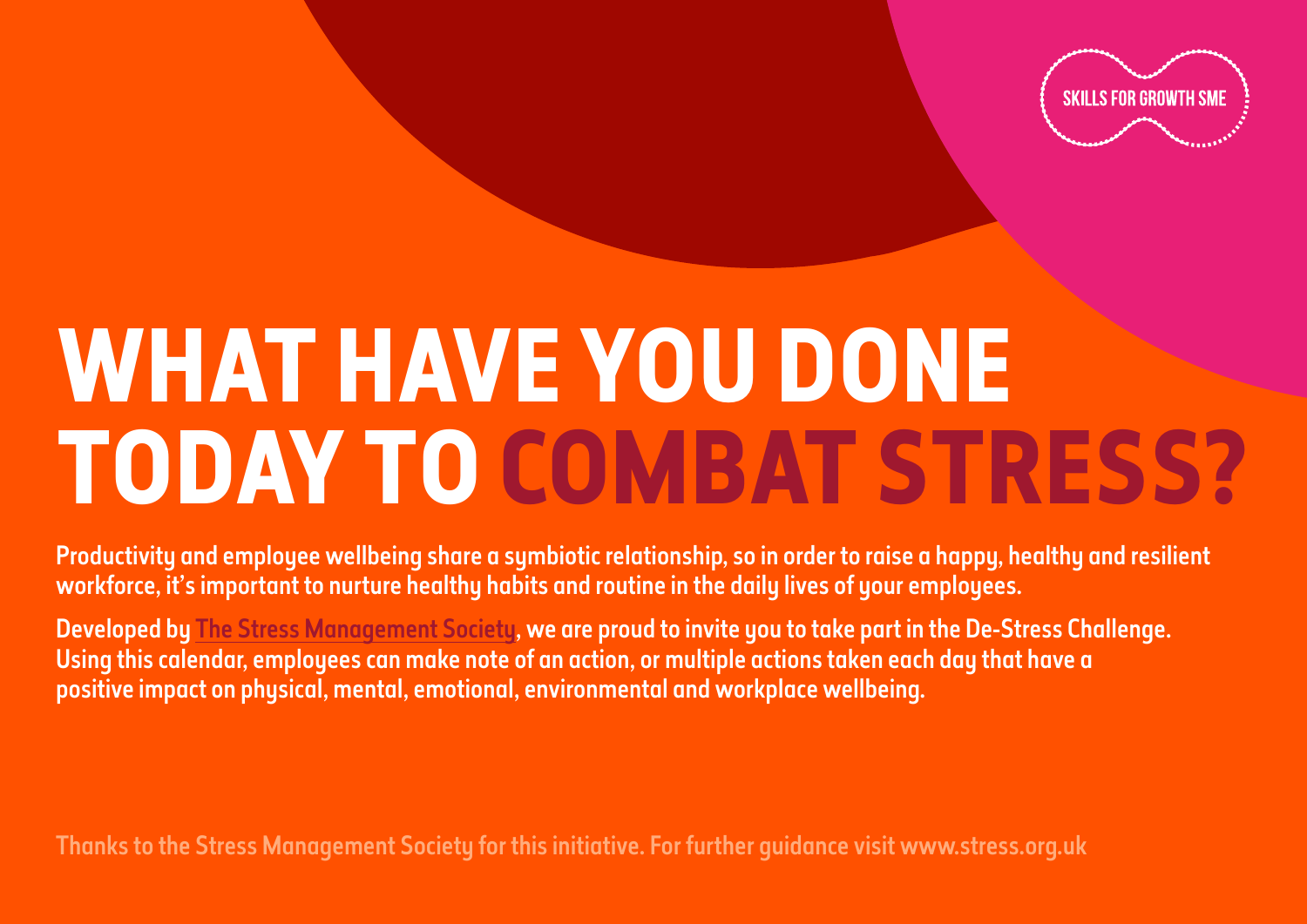SKILLS FOR GROWTH SME

# WHAT HAVE YOU DONE TODAY TO COMBAT STRESS?

**Productivity and employee wellbeing share a symbiotic relationship, so in order to raise a happy, healthy and resilient workforce, it's important to nurture healthy habits and routine in the daily lives of your employees.**

**Developed by The Stress Management Society, we are proud to invite you to take part in the De-Stress Challenge. Using this calendar, employees can make note of an action, or multiple actions taken each day that have a positive impact on physical, mental, emotional, environmental and workplace wellbeing.**

Thanks to the Stress Management Society for this initiative. For further guidance visit www.stress.org.uk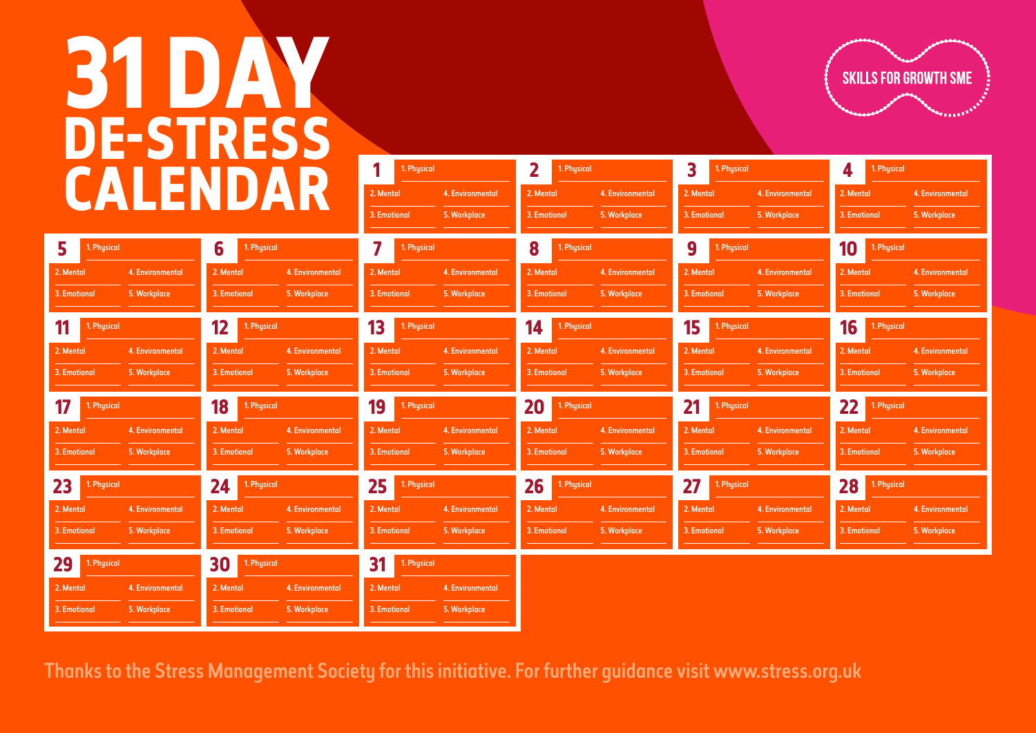# 31 DAY DE-STRESS CALENDAR

SKILLS FOR GROWTH SME

| Day | Physical | Mental | Emotional | Environmental | Workplace |
|---|---|---|---|---|---|
| 1 | 1. Physical | 2. Mental | 3. Emotional | 4. Environmental | 5. Workplace |
| 2 | 1. Physical | 2. Mental | 3. Emotional | 4. Environmental | 5. Workplace |
| 3 | 1. Physical | 2. Mental | 3. Emotional | 4. Environmental | 5. Workplace |
| 4 | 1. Physical | 2. Mental | 3. Emotional | 4. Environmental | 5. Workplace |
| 5 | 1. Physical | 2. Mental | 3. Emotional | 4. Environmental | 5. Workplace |
| 6 | 1. Physical | 2. Mental | 3. Emotional | 4. Environmental | 5. Workplace |
| 7 | 1. Physical | 2. Mental | 3. Emotional | 4. Environmental | 5. Workplace |
| 8 | 1. Physical | 2. Mental | 3. Emotional | 4. Environmental | 5. Workplace |
| 9 | 1. Physical | 2. Mental | 3. Emotional | 4. Environmental | 5. Workplace |
| 10 | 1. Physical | 2. Mental | 3. Emotional | 4. Environmental | 5. Workplace |
| 11 | 1. Physical | 2. Mental | 3. Emotional | 4. Environmental | 5. Workplace |
| 12 | 1. Physical | 2. Mental | 3. Emotional | 4. Environmental | 5. Workplace |
| 13 | 1. Physical | 2. Mental | 3. Emotional | 4. Environmental | 5. Workplace |
| 14 | 1. Physical | 2. Mental | 3. Emotional | 4. Environmental | 5. Workplace |
| 15 | 1. Physical | 2. Mental | 3. Emotional | 4. Environmental | 5. Workplace |
| 16 | 1. Physical | 2. Mental | 3. Emotional | 4. Environmental | 5. Workplace |
| 17 | 1. Physical | 2. Mental | 3. Emotional | 4. Environmental | 5. Workplace |
| 18 | 1. Physical | 2. Mental | 3. Emotional | 4. Environmental | 5. Workplace |
| 19 | 1. Physical | 2. Mental | 3. Emotional | 4. Environmental | 5. Workplace |
| 20 | 1. Physical | 2. Mental | 3. Emotional | 4. Environmental | 5. Workplace |
| 21 | 1. Physical | 2. Mental | 3. Emotional | 4. Environmental | 5. Workplace |
| 22 | 1. Physical | 2. Mental | 3. Emotional | 4. Environmental | 5. Workplace |
| 23 | 1. Physical | 2. Mental | 3. Emotional | 4. Environmental | 5. Workplace |
| 24 | 1. Physical | 2. Mental | 3. Emotional | 4. Environmental | 5. Workplace |
| 25 | 1. Physical | 2. Mental | 3. Emotional | 4. Environmental | 5. Workplace |
| 26 | 1. Physical | 2. Mental | 3. Emotional | 4. Environmental | 5. Workplace |
| 27 | 1. Physical | 2. Mental | 3. Emotional | 4. Environmental | 5. Workplace |
| 28 | 1. Physical | 2. Mental | 3. Emotional | 4. Environmental | 5. Workplace |
| 29 | 1. Physical | 2. Mental | 3. Emotional | 4. Environmental | 5. Workplace |
| 30 | 1. Physical | 2. Mental | 3. Emotional | 4. Environmental | 5. Workplace |
| 31 | 1. Physical | 2. Mental | 3. Emotional | 4. Environmental | 5. Workplace |

Thanks to the Stress Management Society for this initiative. For further guidance visit www.stress.org.uk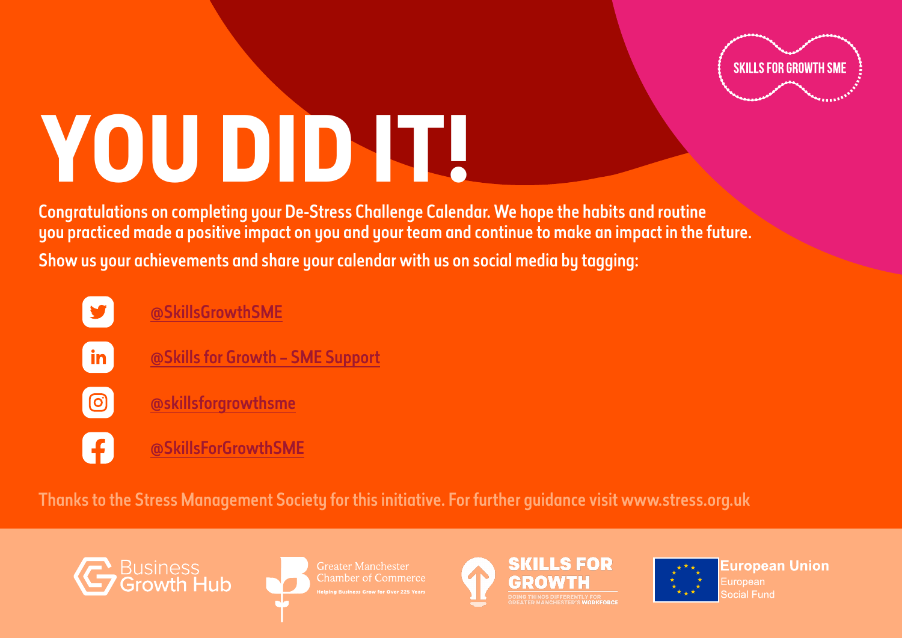SKILLS FOR GROWTH SME

# YOU DID IT!

**Congratulations on completing your De-Stress Challenge Calendar. We hope the habits and routine you practiced made a positive impact on you and your team and continue to make an impact in the future.**

**Show us your achievements and share your calendar with us on social media by tagging:**

- @SkillsGrowthSME
- @Skills for Growth – SME Support
- @skillsforgrowthsme
- @SkillsForGrowthSME

Thanks to the Stress Management Society for this initiative. For further guidance visit www.stress.org.uk

Business Growth Hub

Greater Manchester Chamber of Commerce
Helping Business Grow for Over 225 Years

SKILLS FOR GROWTH
DOING THINGS DIFFERENTLY FOR GREATER MANCHESTER'S WORKFORCE

European Union
European Social Fund